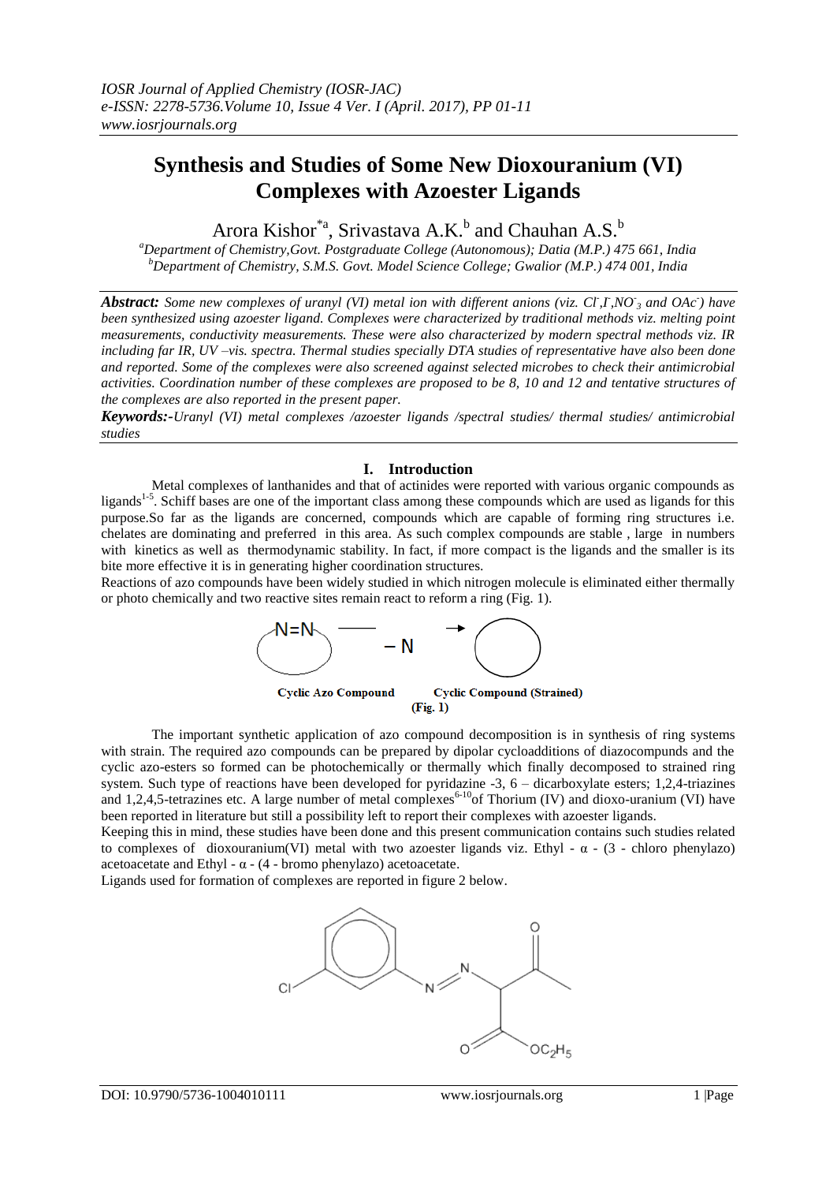# Synthesis and Studies of Some New Dioxouranium (VI) Complexes with Azoester Ligands

Arora Kishor[*a], Srivastava A.K.[b] and Chauhan A.S.[b]

[a]Department of Chemistry,Govt. Postgraduate College (Autonomous); Datia (M.P.) 475 661, India
[b]Department of Chemistry, S.M.S. Govt. Model Science College; Gwalior (M.P.) 474 001, India

***Abstract:*** *Some new complexes of uranyl (VI) metal ion with different anions (viz. $Cl^-$,$I^-$,$NO^-_3$ and $OAc^-$) have been synthesized using azoester ligand. Complexes were characterized by traditional methods viz. melting point measurements, conductivity measurements. These were also characterized by modern spectral methods viz. IR including far IR, UV –vis. spectra. Thermal studies specially DTA studies of representative have also been done and reported. Some of the complexes were also screened against selected microbes to check their antimicrobial activities. Coordination number of these complexes are proposed to be 8, 10 and 12 and tentative structures of the complexes are also reported in the present paper.*

***Keywords:-*** *Uranyl (VI) metal complexes /azoester ligands /spectral studies/ thermal studies/ antimicrobial studies*

## I. Introduction

Metal complexes of lanthanides and that of actinides were reported with various organic compounds as ligands[1-5]. Schiff bases are one of the important class among these compounds which are used as ligands for this purpose.So far as the ligands are concerned, compounds which are capable of forming ring structures i.e. chelates are dominating and preferred in this area. As such complex compounds are stable , large in numbers with kinetics as well as thermodynamic stability. In fact, if more compact is the ligands and the smaller is its bite more effective it is in generating higher coordination structures.

Reactions of azo compounds have been widely studied in which nitrogen molecule is eliminated either thermally or photo chemically and two reactive sites remain react to reform a ring (Fig. 1).

N=N — – N → 

Cyclic Azo Compound    Cyclic Compound (Strained)

(Fig. 1)

The important synthetic application of azo compound decomposition is in synthesis of ring systems with strain. The required azo compounds can be prepared by dipolar cycloadditions of diazocompunds and the cyclic azo-esters so formed can be photochemically or thermally which finally decomposed to strained ring system. Such type of reactions have been developed for pyridazine -3, 6 – dicarboxylate esters; 1,2,4-triazines and 1,2,4,5-tetrazines etc. A large number of metal complexes[6-10]of Thorium (IV) and dioxo-uranium (VI) have been reported in literature but still a possibility left to report their complexes with azoester ligands.

Keeping this in mind, these studies have been done and this present communication contains such studies related to complexes of dioxouranium(VI) metal with two azoester ligands viz. Ethyl - α - (3 - chloro phenylazo) acetoacetate and Ethyl - α - (4 - bromo phenylazo) acetoacetate.

Ligands used for formation of complexes are reported in figure 2 below.

Cl N N O O $OC_2H_5$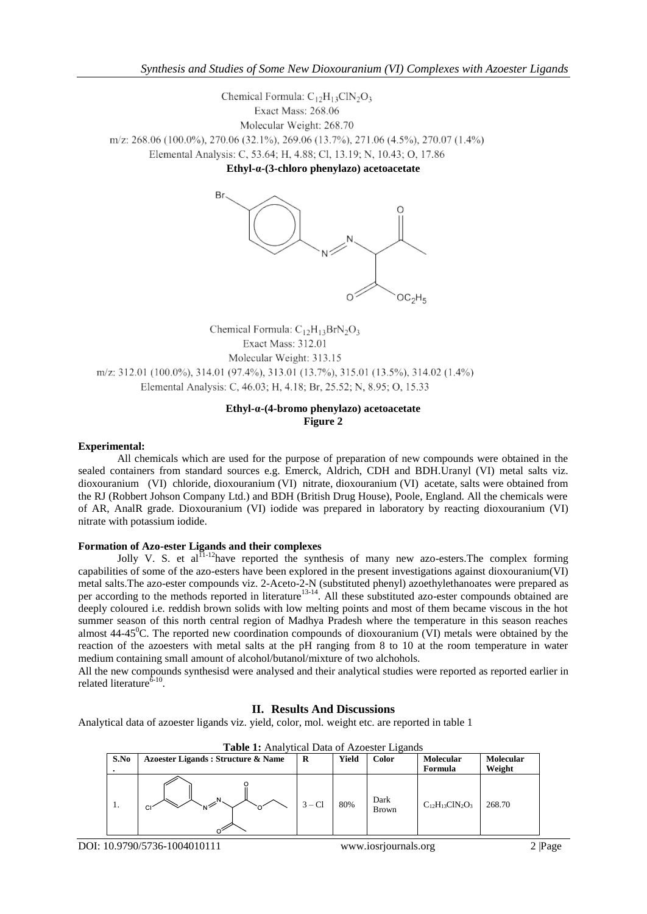Chemical Formula: $C_{12}H_{13}ClN_2O_3$

Exact Mass: 268.06

Molecular Weight: 268.70

m/z: 268.06 (100.0%), 270.06 (32.1%), 269.06 (13.7%), 271.06 (4.5%), 270.07 (1.4%)

Elemental Analysis: C, 53.64; H, 4.88; Cl, 13.19; N, 10.43; O, 17.86

**Ethyl-α-(3-chloro phenylazo) acetoacetate**

Chemical Formula: $C_{12}H_{13}BrN_2O_3$

Exact Mass: 312.01

Molecular Weight: 313.15

m/z: 312.01 (100.0%), 314.01 (97.4%), 313.01 (13.7%), 315.01 (13.5%), 314.02 (1.4%)

Elemental Analysis: C, 46.03; H, 4.18; Br, 25.52; N, 8.95; O, 15.33

**Ethyl-α-(4-bromo phenylazo) acetoacetate**

**Figure 2**

**Experimental:**

All chemicals which are used for the purpose of preparation of new compounds were obtained in the sealed containers from standard sources e.g. Emerck, Aldrich, CDH and BDH.Uranyl (VI) metal salts viz. dioxouranium (VI) chloride, dioxouranium (VI) nitrate, dioxouranium (VI) acetate, salts were obtained from the RJ (Robbert Johson Company Ltd.) and BDH (British Drug House), Poole, England. All the chemicals were of AR, AnalR grade. Dioxouranium (VI) iodide was prepared in laboratory by reacting dioxouranium (VI) nitrate with potassium iodide.

**Formation of Azo-ester Ligands and their complexes**

Jolly V. S. et al[11-12]have reported the synthesis of many new azo-esters.The complex forming capabilities of some of the azo-esters have been explored in the present investigations against dioxouranium(VI) metal salts.The azo-ester compounds viz. 2-Aceto-2-N (substituted phenyl) azoethylethanoates were prepared as per according to the methods reported in literature[13-14]. All these substituted azo-ester compounds obtained are deeply coloured i.e. reddish brown solids with low melting points and most of them became viscous in the hot summer season of this north central region of Madhya Pradesh where the temperature in this season reaches almost 44-45$^0$C. The reported new coordination compounds of dioxouranium (VI) metals were obtained by the reaction of the azoesters with metal salts at the pH ranging from 8 to 10 at the room temperature in water medium containing small amount of alcohol/butanol/mixture of two alchohols.

All the new compounds synthesisd were analysed and their analytical studies were reported as reported earlier in related literature[6-10].

## II. Results And Discussions

Analytical data of azoester ligands viz. yield, color, mol. weight etc. are reported in table 1

**Table 1:** Analytical Data of Azoester Ligands

| S.No. | Azoester Ligands : Structure & Name | R | Yield | Color | Molecular Formula | Molecular Weight |
|---|---|---|---|---|---|---|
| 1. | | 3 – Cl | 80% | Dark Brown | $C_{12}H_{13}ClN_2O_3$ | 268.70 |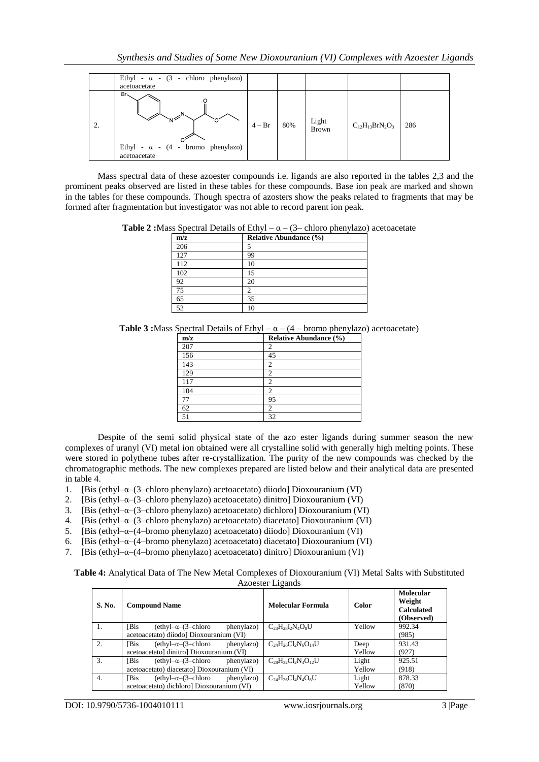| | Ethyl - α - (3 - chloro phenylazo) acetoacetate | | | | | |
|---|---|---|---|---|---|---|
| 2. | Ethyl - α - (4 - bromo phenylazo) acetoacetate | 4 – Br | 80% | Light Brown | $C_{12}H_{13}BrN_2O_3$ | 286 |

Mass spectral data of these azoester compounds i.e. ligands are also reported in the tables 2,3 and the prominent peaks observed are listed in these tables for these compounds. Base ion peak are marked and shown in the tables for these compounds. Though spectra of azosters show the peaks related to fragments that may be formed after fragmentation but investigator was not able to record parent ion peak.

**Table 2 :**Mass Spectral Details of Ethyl – α – (3– chloro phenylazo) acetoacetate

| m/z | Relative Abundance (%) |
|---|---|
| 206 | 5 |
| 127 | 99 |
| 112 | 10 |
| 102 | 15 |
| 92 | 20 |
| 75 | 2 |
| 65 | 35 |
| 52 | 10 |

**Table 3 :**Mass Spectral Details of Ethyl – α – (4 – bromo phenylazo) acetoacetate)

| m/z | Relative Abundance (%) |
|---|---|
| 207 | 2 |
| 156 | 45 |
| 143 | 2 |
| 129 | 2 |
| 117 | 2 |
| 104 | 2 |
| 77 | 95 |
| 62 | 2 |
| 51 | 32 |

Despite of the semi solid physical state of the azo ester ligands during summer season the new complexes of uranyl (VI) metal ion obtained were all crystalline solid with generally high melting points. These were stored in polythene tubes after re-crystallization. The purity of the new compounds was checked by the chromatographic methods. The new complexes prepared are listed below and their analytical data are presented in table 4.

1. [Bis (ethyl–α–(3–chloro phenylazo) acetoacetato) diiodo] Dioxouranium (VI)
2. [Bis (ethyl–α–(3–chloro phenylazo) acetoacetato) dinitro] Dioxouranium (VI)
3. [Bis (ethyl–α–(3–chloro phenylazo) acetoacetato) dichloro] Dioxouranium (VI)
4. [Bis (ethyl–α–(3–chloro phenylazo) acetoacetato) diacetato] Dioxouranium (VI)
5. [Bis (ethyl–α–(4–bromo phenylazo) acetoacetato) diiodo] Dioxouranium (VI)
6. [Bis (ethyl–α–(4–bromo phenylazo) acetoacetato) diacetato] Dioxouranium (VI)
7. [Bis (ethyl–α–(4–bromo phenylazo) acetoacetato) dinitro] Dioxouranium (VI)

**Table 4:** Analytical Data of The New Metal Complexes of Dioxouranium (VI) Metal Salts with Substituted Azoester Ligands

| S. No. | Compound Name | Molecular Formula | Color | Molecular Weight Calculated (Observed) |
|---|---|---|---|---|
| 1. | [Bis (ethyl–α–(3–chloro phenylazo) acetoacetato) diiodo] Dioxouranium (VI) | $C_{24}H_{28}I_2N_4O_8U$ | Yellow | 992.34 (985) |
| 2. | [Bis (ethyl–α–(3–chloro phenylazo) acetoacetato] dinitro] Dioxouranium (VI) | $C_{24}H_{26}Cl_2N_6O_{14}U$ | Deep Yellow | 931.43 (927) |
| 3. | [Bis (ethyl–α–(3–chloro phenylazo) acetoacetato) diacetato] Dioxouranium (VI) | $C_{28}H_{32}Cl_2N_4O_{12}U$ | Light Yellow | 925.51 (918) |
| 4. | [Bis (ethyl–α–(3–chloro phenylazo) acetoacetato) dichloro] Dioxouranium (VI) | $C_{24}H_{26}Cl_4N_4O_8U$ | Light Yellow | 878.33 (870) |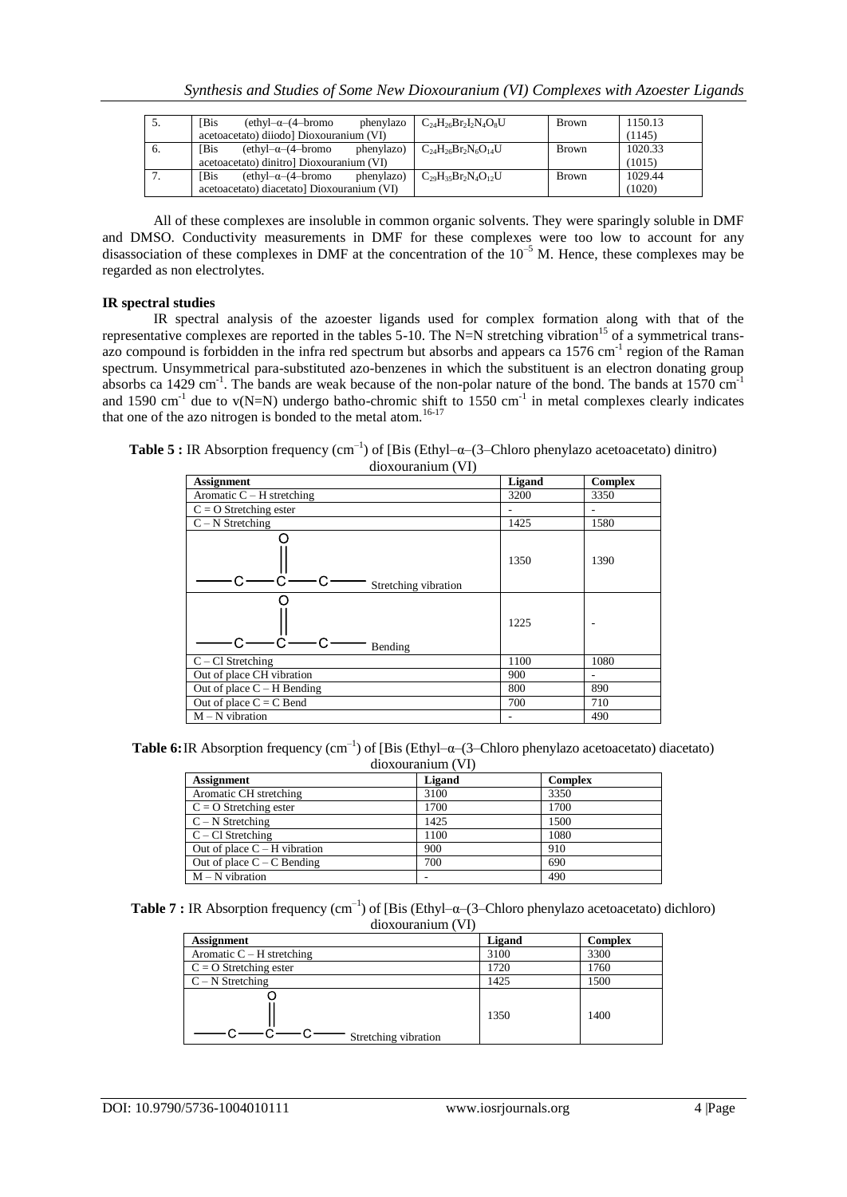| 5. | [Bis (ethyl–α–(4–bromo phenylazo acetoacetato) diiodo] Dioxouranium (VI) | $C_{24}H_{26}Br_2I_2N_4O_8U$ | Brown | 1150.13 (1145) |
|---|---|---|---|---|
| 6. | [Bis (ethyl–α–(4–bromo phenylazo) acetoacetato) dinitro] Dioxouranium (VI) | $C_{24}H_{26}Br_2N_6O_{14}U$ | Brown | 1020.33 (1015) |
| 7. | [Bis (ethyl–α–(4–bromo phenylazo) acetoacetato) diacetato] Dioxouranium (VI) | $C_{29}H_{35}Br_2N_4O_{12}U$ | Brown | 1029.44 (1020) |

All of these complexes are insoluble in common organic solvents. They were sparingly soluble in DMF and DMSO. Conductivity measurements in DMF for these complexes were too low to account for any disassociation of these complexes in DMF at the concentration of the $10^{-5}$ M. Hence, these complexes may be regarded as non electrolytes.

**IR spectral studies**

IR spectral analysis of the azoester ligands used for complex formation along with that of the representative complexes are reported in the tables 5-10. The N=N stretching vibration[15] of a symmetrical trans-azo compound is forbidden in the infra red spectrum but absorbs and appears ca 1576 $cm^{-1}$ region of the Raman spectrum. Unsymmetrical para-substituted azo-benzenes in which the substituent is an electron donating group absorbs ca 1429 $cm^{-1}$. The bands are weak because of the non-polar nature of the bond. The bands at 1570 $cm^{-1}$ and 1590 $cm^{-1}$ due to ν(N=N) undergo batho-chromic shift to 1550 $cm^{-1}$ in metal complexes clearly indicates that one of the azo nitrogen is bonded to the metal atom.[16-17]

**Table 5 :** IR Absorption frequency ($cm^{-1}$) of [Bis (Ethyl–α–(3–Chloro phenylazo acetoacetato) dinitro) dioxouranium (VI)

| Assignment | Ligand | Complex |
|---|---|---|
| Aromatic C – H stretching | 3200 | 3350 |
| C = O Stretching ester | - | - |
| C – N Stretching | 1425 | 1580 |
| –C–C(=O)–C– Stretching vibration | 1350 | 1390 |
| –C–C(=O)–C– Bending | 1225 | - |
| C – Cl Stretching | 1100 | 1080 |
| Out of place CH vibration | 900 | - |
| Out of place C – H Bending | 800 | 890 |
| Out of place C = C Bend | 700 | 710 |
| M – N vibration | - | 490 |

**Table 6:** IR Absorption frequency ($cm^{-1}$) of [Bis (Ethyl–α–(3–Chloro phenylazo acetoacetato) diacetato) dioxouranium (VI)

| Assignment | Ligand | Complex |
|---|---|---|
| Aromatic CH stretching | 3100 | 3350 |
| C = O Stretching ester | 1700 | 1700 |
| C – N Stretching | 1425 | 1500 |
| C – Cl Stretching | 1100 | 1080 |
| Out of place C – H vibration | 900 | 910 |
| Out of place C – C Bending | 700 | 690 |
| M – N vibration | - | 490 |

**Table 7 :** IR Absorption frequency ($cm^{-1}$) of [Bis (Ethyl–α–(3–Chloro phenylazo acetoacetato) dichloro) dioxouranium (VI)

| Assignment | Ligand | Complex |
|---|---|---|
| Aromatic C – H stretching | 3100 | 3300 |
| C = O Stretching ester | 1720 | 1760 |
| C – N Stretching | 1425 | 1500 |
| –C–C(=O)–C– Stretching vibration | 1350 | 1400 |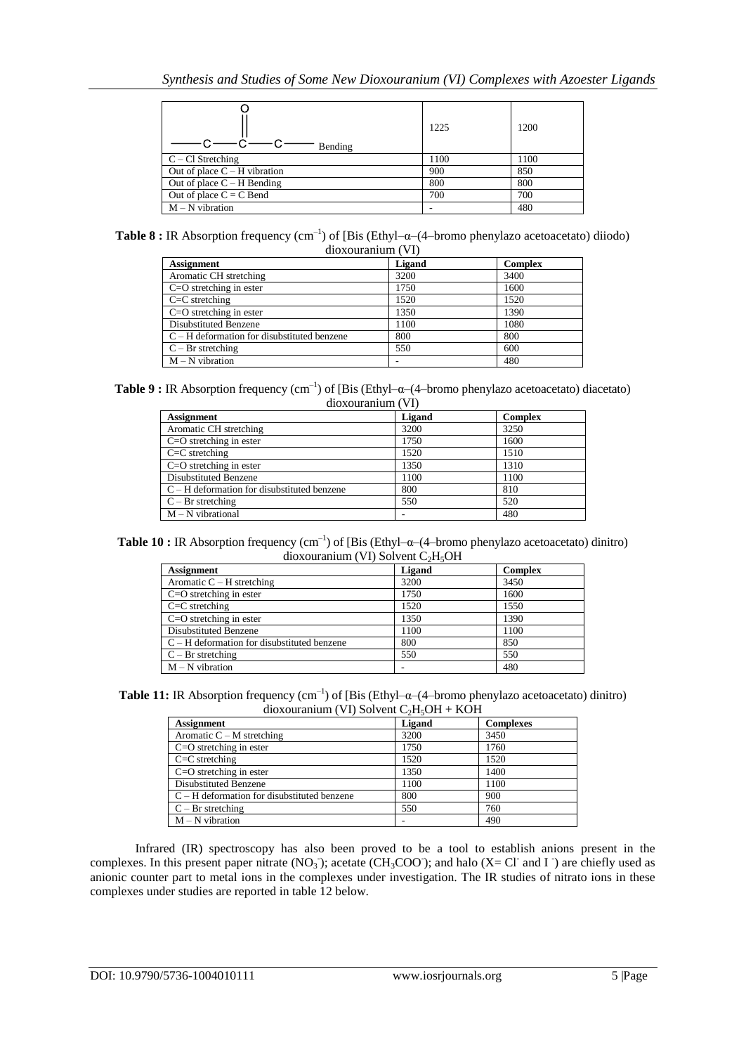| | | |
|---|---|---|
| C–C(=O)–C Bending | 1225 | 1200 |
| C – Cl Stretching | 1100 | 1100 |
| Out of place C – H vibration | 900 | 850 |
| Out of place C – H Bending | 800 | 800 |
| Out of place C = C Bend | 700 | 700 |
| M – N vibration | - | 480 |

**Table 8 :** IR Absorption frequency ($cm^{-1}$) of [Bis (Ethyl–α–(4–bromo phenylazo acetoacetato) diiodo) dioxouranium (VI)

| Assignment | Ligand | Complex |
|---|---|---|
| Aromatic CH stretching | 3200 | 3400 |
| C=O stretching in ester | 1750 | 1600 |
| C=C stretching | 1520 | 1520 |
| C=O stretching in ester | 1350 | 1390 |
| Disubstituted Benzene | 1100 | 1080 |
| C – H deformation for disubstituted benzene | 800 | 800 |
| C – Br stretching | 550 | 600 |
| M – N vibration | - | 480 |

**Table 9 :** IR Absorption frequency ($cm^{-1}$) of [Bis (Ethyl–α–(4–bromo phenylazo acetoacetato) diacetato) dioxouranium (VI)

| Assignment | Ligand | Complex |
|---|---|---|
| Aromatic CH stretching | 3200 | 3250 |
| C=O stretching in ester | 1750 | 1600 |
| C=C stretching | 1520 | 1510 |
| C=O stretching in ester | 1350 | 1310 |
| Disubstituted Benzene | 1100 | 1100 |
| C – H deformation for disubstituted benzene | 800 | 810 |
| C – Br stretching | 550 | 520 |
| M – N vibrational | - | 480 |

**Table 10 :** IR Absorption frequency ($cm^{-1}$) of [Bis (Ethyl–α–(4–bromo phenylazo acetoacetato) dinitro) dioxouranium (VI) Solvent $C_2H_5OH$

| Assignment | Ligand | Complex |
|---|---|---|
| Aromatic C – H stretching | 3200 | 3450 |
| C=O stretching in ester | 1750 | 1600 |
| C=C stretching | 1520 | 1550 |
| C=O stretching in ester | 1350 | 1390 |
| Disubstituted Benzene | 1100 | 1100 |
| C – H deformation for disubstituted benzene | 800 | 850 |
| C – Br stretching | 550 | 550 |
| M – N vibration | - | 480 |

**Table 11:** IR Absorption frequency ($cm^{-1}$) of [Bis (Ethyl–α–(4–bromo phenylazo acetoacetato) dinitro) dioxouranium (VI) Solvent $C_2H_5OH$ + KOH

| Assignment | Ligand | Complexes |
|---|---|---|
| Aromatic C – M stretching | 3200 | 3450 |
| C=O stretching in ester | 1750 | 1760 |
| C=C stretching | 1520 | 1520 |
| C=O stretching in ester | 1350 | 1400 |
| Disubstituted Benzene | 1100 | 1100 |
| C – H deformation for disubstituted benzene | 800 | 900 |
| C – Br stretching | 550 | 760 |
| M – N vibration | - | 490 |

Infrared (IR) spectroscopy has also been proved to be a tool to establish anions present in the complexes. In this present paper nitrate ($NO_3^-$); acetate ($CH_3COO^-$); and halo (X= $Cl^-$ and $I^-$) are chiefly used as anionic counter part to metal ions in the complexes under investigation. The IR studies of nitrato ions in these complexes under studies are reported in table 12 below.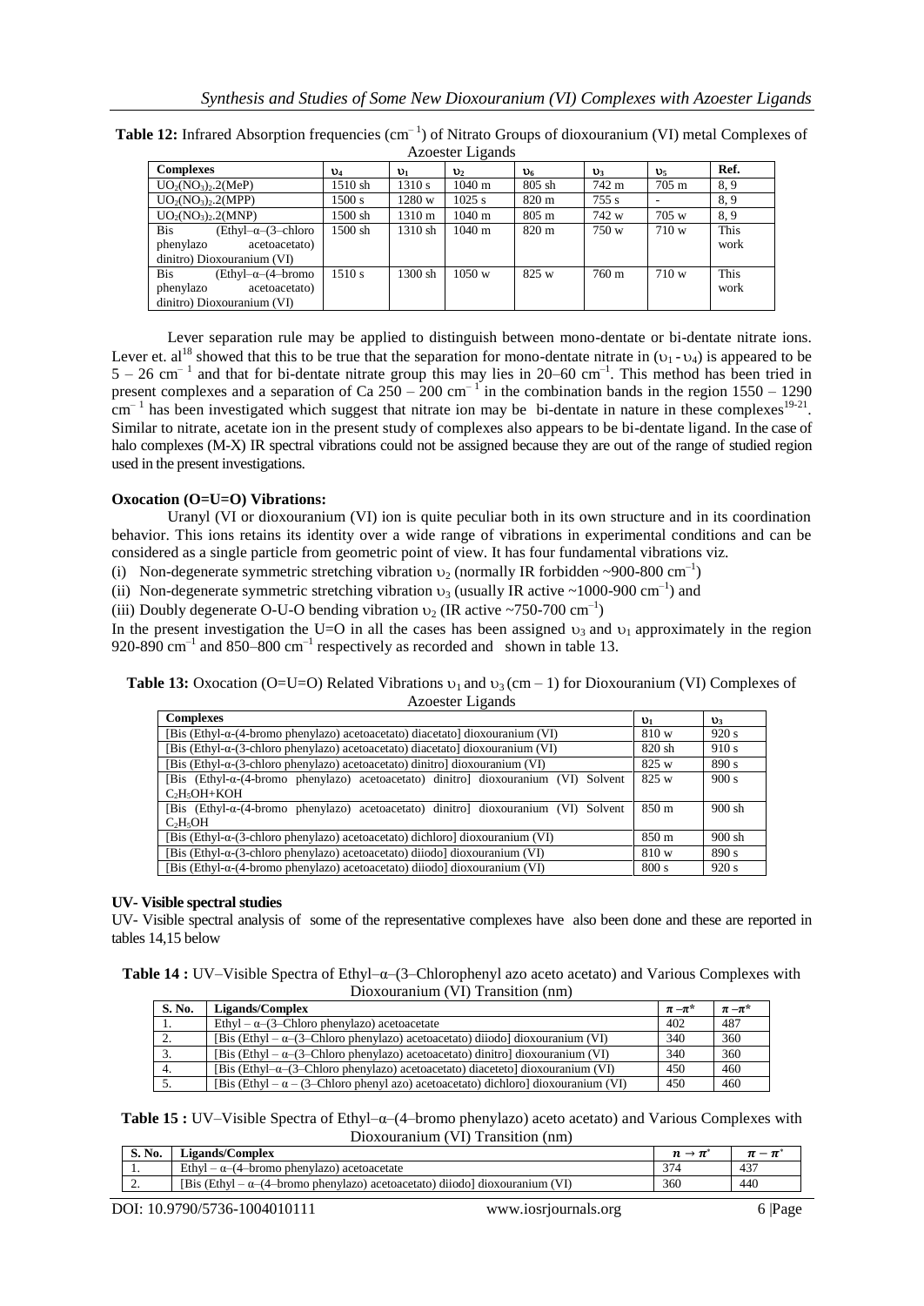**Table 12:** Infrared Absorption frequencies ($cm^{-1}$) of Nitrato Groups of dioxouranium (VI) metal Complexes of Azoester Ligands

| Complexes | $\upsilon_4$ | $\upsilon_1$ | $\upsilon_2$ | $\upsilon_6$ | $\upsilon_3$ | $\upsilon_5$ | Ref. |
|---|---|---|---|---|---|---|---|
| $UO_2(NO_3)_2.2(MeP)$ | 1510 sh | 1310 s | 1040 m | 805 sh | 742 m | 705 m | 8, 9 |
| $UO_2(NO_3)_2.2(MPP)$ | 1500 s | 1280 w | 1025 s | 820 m | 755 s | - | 8, 9 |
| $UO_2(NO_3)_2.2(MNP)$ | 1500 sh | 1310 m | 1040 m | 805 m | 742 w | 705 w | 8, 9 |
| Bis (Ethyl–α–(3–chloro phenylazo acetoacetato) dinitro) Dioxouranium (VI) | 1500 sh | 1310 sh | 1040 m | 820 m | 750 w | 710 w | This work |
| Bis (Ethyl–α–(4–bromo phenylazo acetoacetato) dinitro) Dioxouranium (VI) | 1510 s | 1300 sh | 1050 w | 825 w | 760 m | 710 w | This work |

Lever separation rule may be applied to distinguish between mono-dentate or bi-dentate nitrate ions. Lever et. al[18] showed that this to be true that the separation for mono-dentate nitrate in ($\upsilon_1$ - $\upsilon_4$) is appeared to be 5 – 26 $cm^{-1}$ and that for bi-dentate nitrate group this may lies in 20–60 $cm^{-1}$. This method has been tried in present complexes and a separation of Ca 250 – 200 $cm^{-1}$ in the combination bands in the region 1550 – 1290 $cm^{-1}$ has been investigated which suggest that nitrate ion may be bi-dentate in nature in these complexes[19-21]. Similar to nitrate, acetate ion in the present study of complexes also appears to be bi-dentate ligand. In the case of halo complexes (M-X) IR spectral vibrations could not be assigned because they are out of the range of studied region used in the present investigations.

**Oxocation (O=U=O) Vibrations:**

Uranyl (VI or dioxouranium (VI) ion is quite peculiar both in its own structure and in its coordination behavior. This ions retains its identity over a wide range of vibrations in experimental conditions and can be considered as a single particle from geometric point of view. It has four fundamental vibrations viz.

(i) Non-degenerate symmetric stretching vibration $\upsilon_2$ (normally IR forbidden ~900-800 $cm^{-1}$)

(ii) Non-degenerate symmetric stretching vibration $\upsilon_3$ (usually IR active ~1000-900 $cm^{-1}$) and

(iii) Doubly degenerate O-U-O bending vibration $\upsilon_2$ (IR active ~750-700 $cm^{-1}$)

In the present investigation the U=O in all the cases has been assigned $\upsilon_3$ and $\upsilon_1$ approximately in the region 920-890 $cm^{-1}$ and 850–800 $cm^{-1}$ respectively as recorded and shown in table 13.

**Table 13:** Oxocation (O=U=O) Related Vibrations $\upsilon_1$ and $\upsilon_3$ (cm – 1) for Dioxouranium (VI) Complexes of Azoester Ligands

| Complexes | $\upsilon_1$ | $\upsilon_3$ |
|---|---|---|
| [Bis (Ethyl-α-(4-bromo phenylazo) acetoacetato) diacetato] dioxouranium (VI) | 810 w | 920 s |
| [Bis (Ethyl-α-(3-chloro phenylazo) acetoacetato) diacetato] dioxouranium (VI) | 820 sh | 910 s |
| [Bis (Ethyl-α-(3-chloro phenylazo) acetoacetato) dinitro] dioxouranium (VI) | 825 w | 890 s |
| [Bis (Ethyl-α-(4-bromo phenylazo) acetoacetato) dinitro] dioxouranium (VI) Solvent $C_2H_5OH$+KOH | 825 w | 900 s |
| [Bis (Ethyl-α-(4-bromo phenylazo) acetoacetato) dinitro] dioxouranium (VI) Solvent $C_2H_5OH$ | 850 m | 900 sh |
| [Bis (Ethyl-α-(3-chloro phenylazo) acetoacetato) dichloro] dioxouranium (VI) | 850 m | 900 sh |
| [Bis (Ethyl-α-(3-chloro phenylazo) acetoacetato) diiodo] dioxouranium (VI) | 810 w | 890 s |
| [Bis (Ethyl-α-(4-bromo phenylazo) acetoacetato) diiodo] dioxouranium (VI) | 800 s | 920 s |

**UV- Visible spectral studies**

UV- Visible spectral analysis of some of the representative complexes have also been done and these are reported in tables 14,15 below

**Table 14 :** UV–Visible Spectra of Ethyl–α–(3–Chlorophenyl azo aceto acetato) and Various Complexes with Dioxouranium (VI) Transition (nm)

| S. No. | Ligands/Complex | $\pi-\pi^*$ | $\pi-\pi^*$ |
|---|---|---|---|
| 1. | Ethyl – α–(3–Chloro phenylazo) acetoacetate | 402 | 487 |
| 2. | [Bis (Ethyl – α–(3–Chloro phenylazo) acetoacetato) diiodo] dioxouranium (VI) | 340 | 360 |
| 3. | [Bis (Ethyl – α–(3–Chloro phenylazo) acetoacetato) dinitro] dioxouranium (VI) | 340 | 360 |
| 4. | [Bis (Ethyl–α–(3–Chloro phenylazo) acetoacetato) diaceteto] dioxouranium (VI) | 450 | 460 |
| 5. | [Bis (Ethyl – α – (3–Chloro phenyl azo) acetoacetato) dichloro] dioxouranium (VI) | 450 | 460 |

**Table 15 :** UV–Visible Spectra of Ethyl–α–(4–bromo phenylazo) aceto acetato) and Various Complexes with Dioxouranium (VI) Transition (nm)

| S. No. | Ligands/Complex | $n \rightarrow \pi^*$ | $\pi - \pi^*$ |
|---|---|---|---|
| 1. | Ethyl – α–(4–bromo phenylazo) acetoacetate | 374 | 437 |
| 2. | [Bis (Ethyl – α–(4–bromo phenylazo) acetoacetato) diiodo] dioxouranium (VI) | 360 | 440 |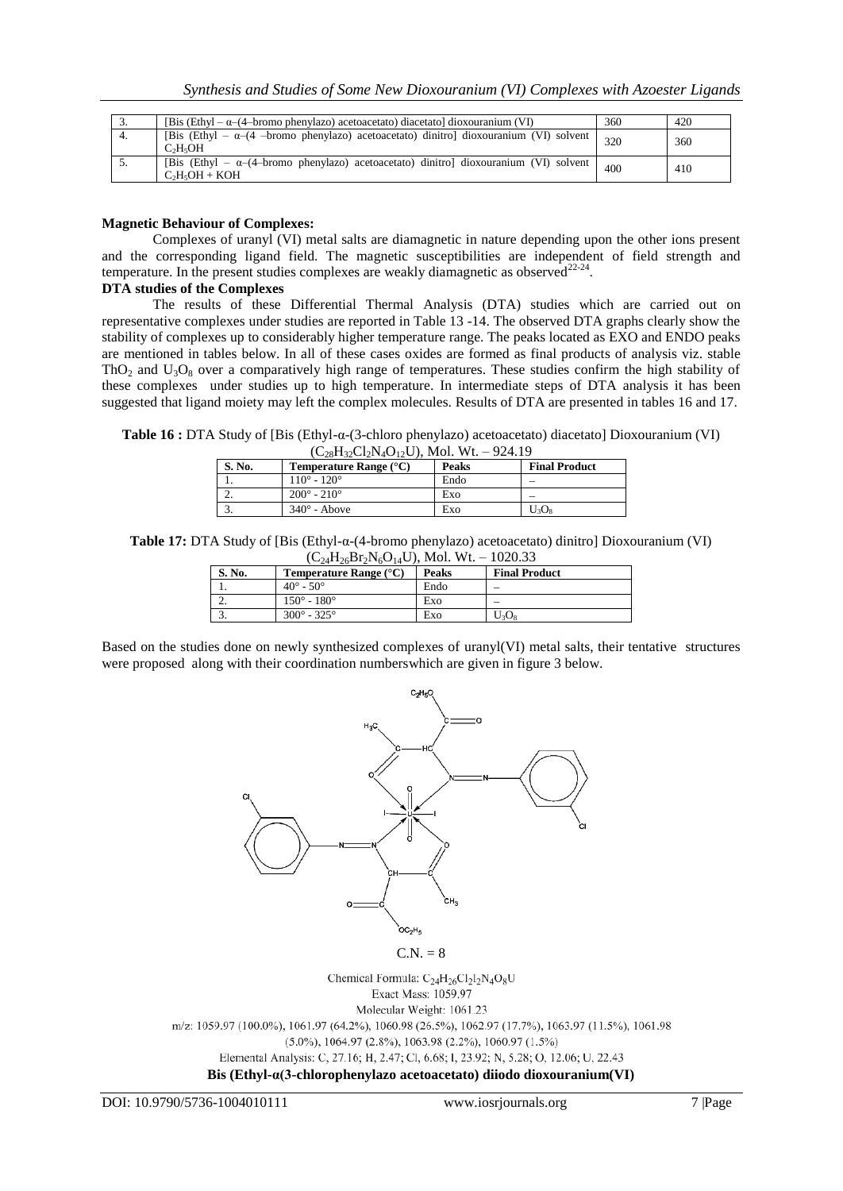| 3. | [Bis (Ethyl – α–(4–bromo phenylazo) acetoacetato) diacetato] dioxouranium (VI) | 360 | 420 |
|---|---|---|---|
| 4. | [Bis (Ethyl – α–(4 –bromo phenylazo) acetoacetato) dinitro] dioxouranium (VI) solvent $C_2H_5OH$ | 320 | 360 |
| 5. | [Bis (Ethyl – α–(4–bromo phenylazo) acetoacetato) dinitro] dioxouranium (VI) solvent $C_2H_5OH$ + KOH | 400 | 410 |

**Magnetic Behaviour of Complexes:**

Complexes of uranyl (VI) metal salts are diamagnetic in nature depending upon the other ions present and the corresponding ligand field. The magnetic susceptibilities are independent of field strength and temperature. In the present studies complexes are weakly diamagnetic as observed[22-24].

**DTA studies of the Complexes**

The results of these Differential Thermal Analysis (DTA) studies which are carried out on representative complexes under studies are reported in Table 13 -14. The observed DTA graphs clearly show the stability of complexes up to considerably higher temperature range. The peaks located as EXO and ENDO peaks are mentioned in tables below. In all of these cases oxides are formed as final products of analysis viz. stable $ThO_2$ and $U_3O_8$ over a comparatively high range of temperatures. These studies confirm the high stability of these complexes under studies up to high temperature. In intermediate steps of DTA analysis it has been suggested that ligand moiety may left the complex molecules. Results of DTA are presented in tables 16 and 17.

**Table 16 :** DTA Study of [Bis (Ethyl-α-(3-chloro phenylazo) acetoacetato) diacetato] Dioxouranium (VI) ($C_{28}H_{32}Cl_2N_4O_{12}U$), Mol. Wt. – 924.19

| S. No. | Temperature Range (°C) | Peaks | Final Product |
|---|---|---|---|
| 1. | 110° - 120° | Endo | – |
| 2. | 200° - 210° | Exo | – |
| 3. | 340° - Above | Exo | $U_3O_8$ |

**Table 17:** DTA Study of [Bis (Ethyl-α-(4-bromo phenylazo) acetoacetato) dinitro] Dioxouranium (VI) ($C_{24}H_{26}Br_2N_6O_{14}U$), Mol. Wt. – 1020.33

| S. No. | Temperature Range (°C) | Peaks | Final Product |
|---|---|---|---|
| 1. | 40° - 50° | Endo | – |
| 2. | 150° - 180° | Exo | – |
| 3. | 300° - 325° | Exo | $U_3O_8$ |

Based on the studies done on newly synthesized complexes of uranyl(VI) metal salts, their tentative structures were proposed along with their coordination numberswhich are given in figure 3 below.

C.N. = 8

Chemical Formula: $C_{24}H_{26}Cl_2I_2N_4O_8U$
Exact Mass: 1059.97
Molecular Weight: 1061.23
m/z: 1059.97 (100.0%), 1061.97 (64.2%), 1060.98 (26.5%), 1062.97 (17.7%), 1063.97 (11.5%), 1061.98 (5.0%), 1064.97 (2.8%), 1063.98 (2.2%), 1060.97 (1.5%)
Elemental Analysis: C, 27.16; H, 2.47; Cl, 6.68; I, 23.92; N, 5.28; O, 12.06; U, 22.43

**Bis (Ethyl-α(3-chlorophenylazo acetoacetato) diiodo dioxouranium(VI)**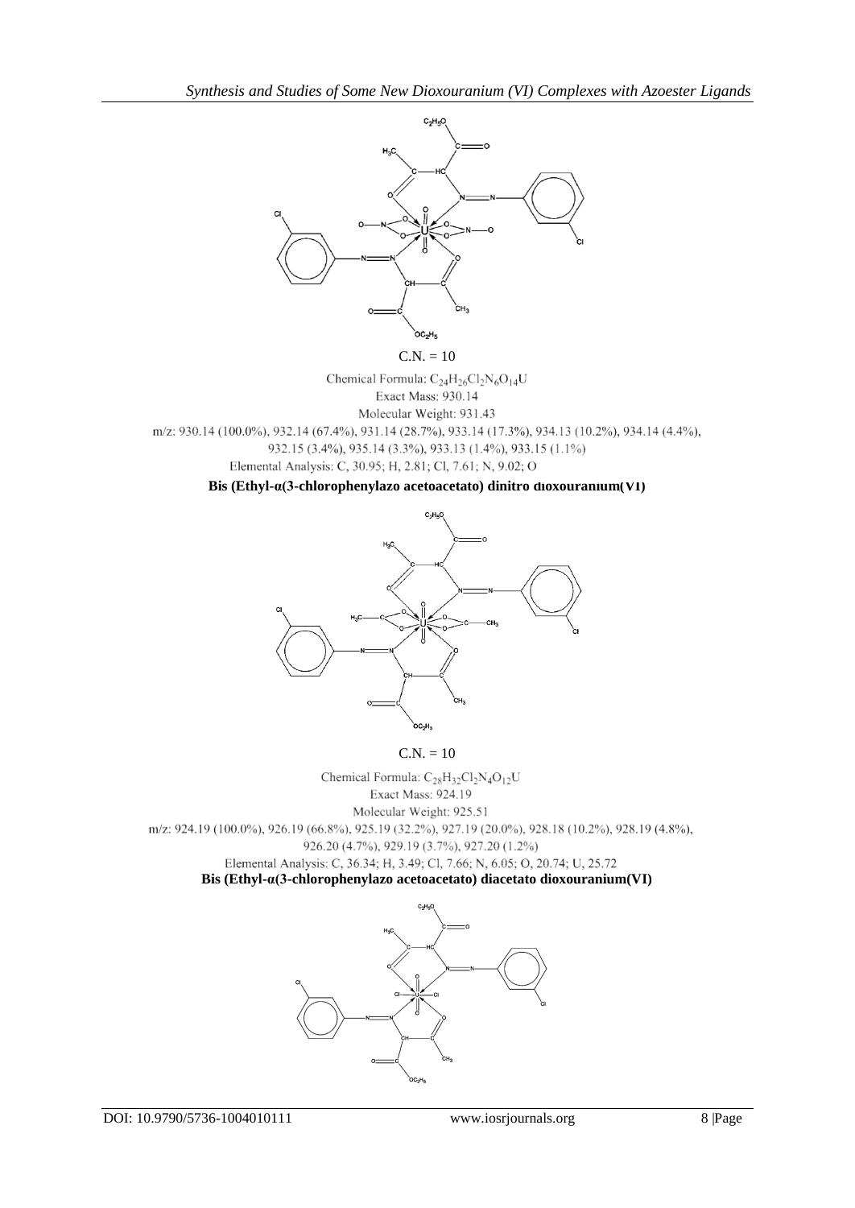C.N. = 10

Chemical Formula: $C_{24}H_{26}Cl_2N_6O_{14}U$

Exact Mass: 930.14

Molecular Weight: 931.43

m/z: 930.14 (100.0%), 932.14 (67.4%), 931.14 (28.7%), 933.14 (17.3%), 934.13 (10.2%), 934.14 (4.4%), 932.15 (3.4%), 935.14 (3.3%), 933.13 (1.4%), 933.15 (1.1%)

Elemental Analysis: C, 30.95; H, 2.81; Cl, 7.61; N, 9.02; O

**Bis (Ethyl-α(3-chlorophenylazo acetoacetato) dinitro dioxouranium(VI)**

C.N. = 10

Chemical Formula: $C_{28}H_{32}Cl_2N_4O_{12}U$

Exact Mass: 924.19

Molecular Weight: 925.51

m/z: 924.19 (100.0%), 926.19 (66.8%), 925.19 (32.2%), 927.19 (20.0%), 928.18 (10.2%), 928.19 (4.8%), 926.20 (4.7%), 929.19 (3.7%), 927.20 (1.2%)

Elemental Analysis: C, 36.34; H, 3.49; Cl, 7.66; N, 6.05; O, 20.74; U, 25.72

**Bis (Ethyl-α(3-chlorophenylazo acetoacetato) diacetato dioxouranium(VI)**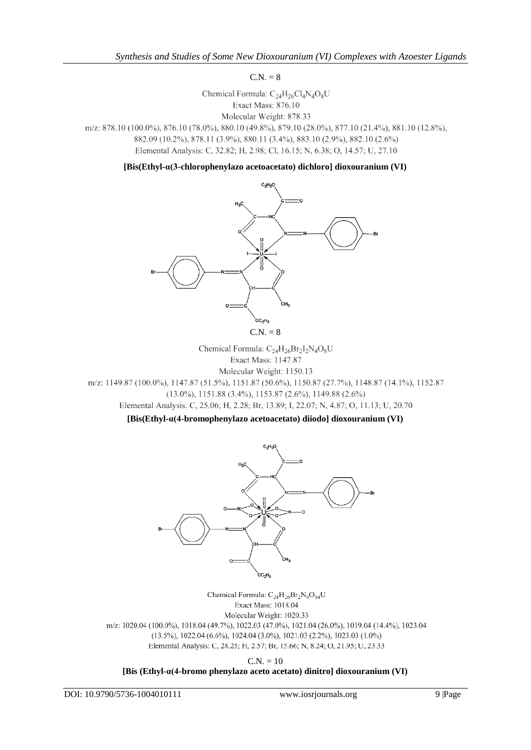C.N. = 8

Chemical Formula: $C_{24}H_{26}Cl_4N_4O_8U$
Exact Mass: 876.10
Molecular Weight: 878.33
m/z: 878.10 (100.0%), 876.10 (78.0%), 880.10 (49.8%), 879.10 (28.0%), 877.10 (21.4%), 881.10 (12.8%), 882.09 (10.2%), 878.11 (3.9%), 880.11 (3.4%), 883.10 (2.9%), 882.10 (2.6%)
Elemental Analysis: C, 32.82; H, 2.98; Cl, 16.15; N, 6.38; O, 14.57; U, 27.10

**[Bis(Ethyl-α(3-chlorophenylazo acetoacetato) dichloro] dioxouranium (VI)**

C.N. = 8

Chemical Formula: $C_{24}H_{26}Br_2I_2N_4O_8U$
Exact Mass: 1147.87
Molecular Weight: 1150.13
m/z: 1149.87 (100.0%), 1147.87 (51.5%), 1151.87 (50.6%), 1150.87 (27.7%), 1148.87 (14.1%), 1152.87 (13.0%), 1151.88 (3.4%), 1153.87 (2.6%), 1149.88 (2.6%)
Elemental Analysis: C, 25.06; H, 2.28; Br, 13.89; I, 22.07; N, 4.87; O, 11.13; U, 20.70

**[Bis(Ethyl-α(4-bromophenylazo acetoacetato) diiodo] dioxouranium (VI)**

Chemical Formula: $C_{24}H_{26}Br_2N_6O_{14}U$
Exact Mass: 1018.04
Molecular Weight: 1020.33
m/z: 1020.04 (100.0%), 1018.04 (49.7%), 1022.03 (47.0%), 1021.04 (26.0%), 1019.04 (14.4%), 1023.04 (13.5%), 1022.04 (6.6%), 1024.04 (3.0%), 1021.03 (2.2%), 1023.03 (1.0%)
Elemental Analysis: C, 28.25; H, 2.57; Br, 15.66; N, 8.24; O, 21.95; U, 23.33

C.N. = 10

**[Bis (Ethyl-α(4-bromo phenylazo aceto acetato) dinitro] dioxouranium (VI)**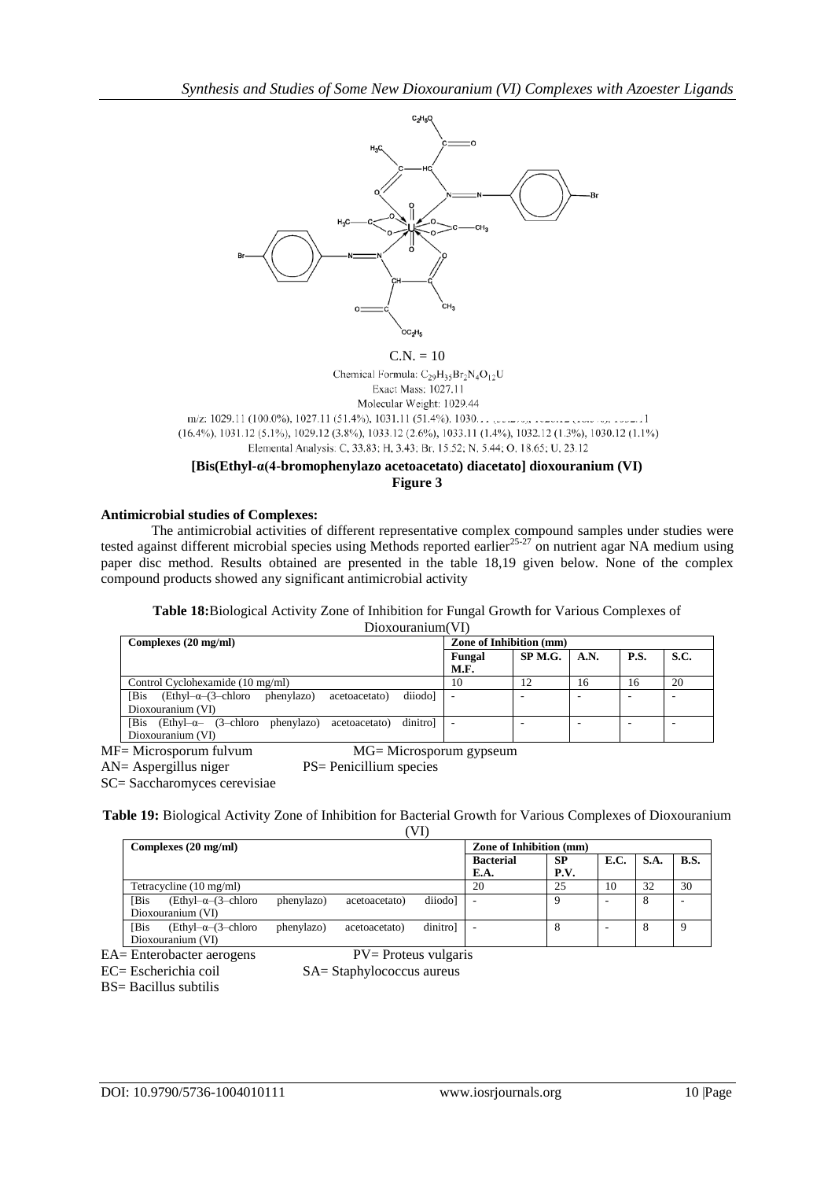C.N. = 10

Chemical Formula: $C_{29}H_{35}Br_2N_4O_{12}U$

Exact Mass: 1027.11

Molecular Weight: 1029.44

m/z: 1029.11 (100.0%), 1027.11 (51.4%), 1031.11 (51.4%), 1030.11 (30.2%), 1028.12 (15.5%), 1032.11 (16.4%), 1031.12 (5.1%), 1029.12 (3.8%), 1033.12 (2.6%), 1033.11 (1.4%), 1032.12 (1.3%), 1030.12 (1.1%)

Elemental Analysis: C, 33.83; H, 3.43; Br, 15.52; N, 5.44; O, 18.65; U, 23.12

**[Bis(Ethyl-α(4-bromophenylazo acetoacetato) diacetato] dioxouranium (VI)**

**Figure 3**

### Antimicrobial studies of Complexes:

The antimicrobial activities of different representative complex compound samples under studies were tested against different microbial species using Methods reported earlier[25-27] on nutrient agar NA medium using paper disc method. Results obtained are presented in the table 18,19 given below. None of the complex compound products showed any significant antimicrobial activity

**Table 18:** Biological Activity Zone of Inhibition for Fungal Growth for Various Complexes of Dioxouranium(VI)

| Complexes (20 mg/ml) | Zone of Inhibition (mm) | | | | |
|---|---|---|---|---|---|
| | Fungal M.F. | SP M.G. | A.N. | P.S. | S.C. |
| Control Cyclohexamide (10 mg/ml) | 10 | 12 | 16 | 16 | 20 |
| [Bis (Ethyl–α–(3–chloro phenylazo) acetoacetato) diiodo] Dioxouranium (VI) | - | - | - | - | - |
| [Bis (Ethyl–α– (3–chloro phenylazo) acetoacetato) dinitro] Dioxouranium (VI) | - | - | - | - | - |

MF= Microsporum fulvum MG= Microsporum gypseum

AN= Aspergillus niger PS= Penicillium species

SC= Saccharomyces cerevisiae

**Table 19:** Biological Activity Zone of Inhibition for Bacterial Growth for Various Complexes of Dioxouranium (VI)

| Complexes (20 mg/ml) | Zone of Inhibition (mm) | | | | |
|---|---|---|---|---|---|
| | Bacterial E.A. | SP P.V. | E.C. | S.A. | B.S. |
| Tetracycline (10 mg/ml) | 20 | 25 | 10 | 32 | 30 |
| [Bis (Ethyl–α–(3–chloro phenylazo) acetoacetato) diiodo] Dioxouranium (VI) | - | 9 | - | 8 | - |
| [Bis (Ethyl–α–(3–chloro phenylazo) acetoacetato) dinitro] Dioxouranium (VI) | - | 8 | - | 8 | 9 |

EA= Enterobacter aerogens PV= Proteus vulgaris

EC= Escherichia coil SA= Staphylococcus aureus

BS= Bacillus subtilis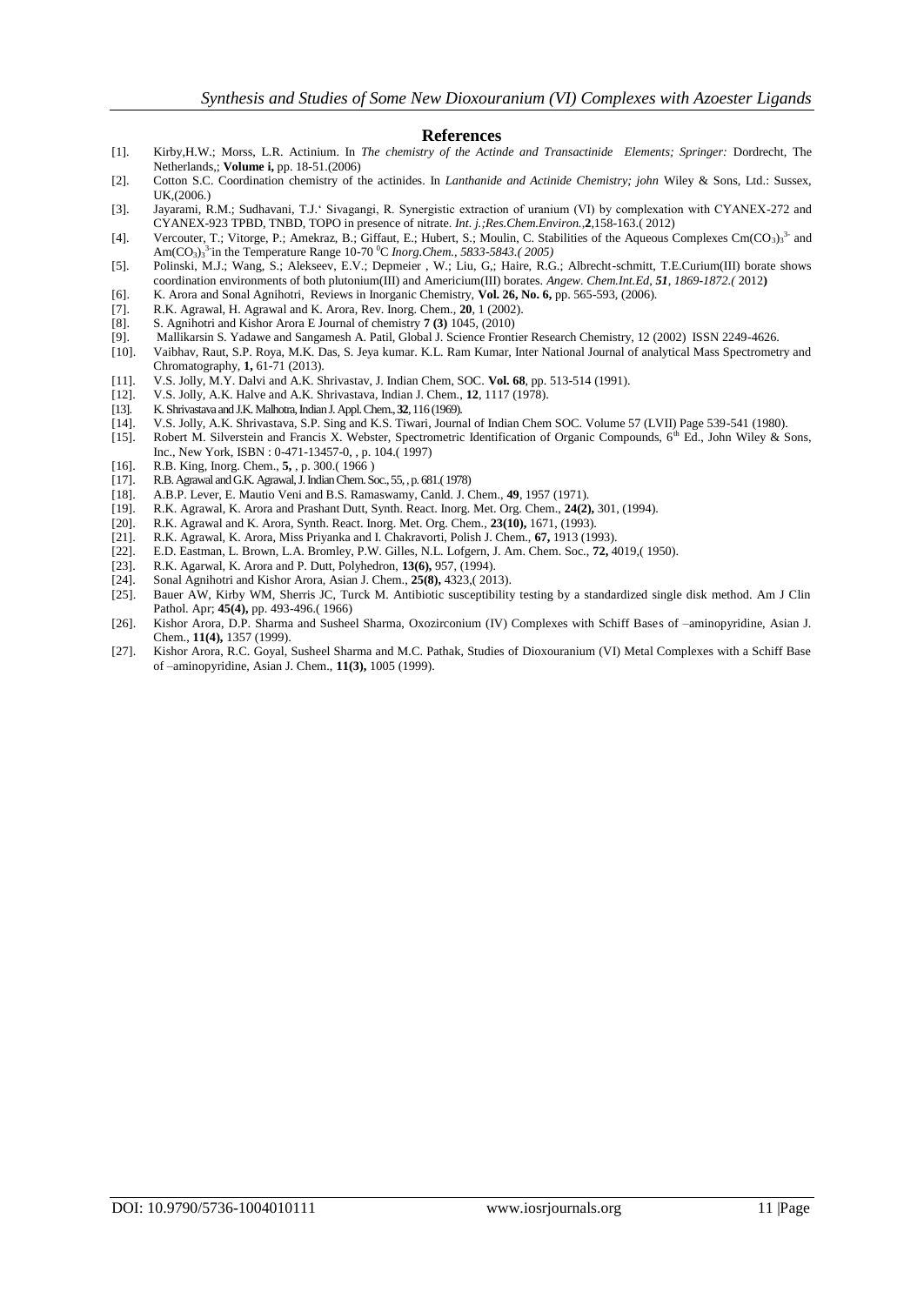## References

[1]. Kirby,H.W.; Morss, L.R. Actinium. In *The chemistry of the Actinde and Transactinide Elements; Springer:* Dordrecht, The Netherlands,; **Volume i,** pp. 18-51.(2006)

[2]. Cotton S.C. Coordination chemistry of the actinides. In *Lanthanide and Actinide Chemistry; john* Wiley & Sons, Ltd.: Sussex, UK,(2006.)

[3]. Jayarami, R.M.; Sudhavani, T.J.' Sivagangi, R. Synergistic extraction of uranium (VI) by complexation with CYANEX-272 and CYANEX-923 TPBD, TNBD, TOPO in presence of nitrate. *Int. j.;Res.Chem.Environ.,***2**,158-163.( 2012)

[4]. Vercouter, T.; Vitorge, P.; Amekraz, B.; Giffaut, E.; Hubert, S.; Moulin, C. Stabilities of the Aqueous Complexes $Cm(CO_3)_3^{3-}$ and $Am(CO_3)_3^{3-}$in the Temperature Range 10-70 $^0$C *Inorg.Chem., 5833-5843.( 2005)*

[5]. Polinski, M.J.; Wang, S.; Alekseev, E.V.; Depmeier , W.; Liu, G,; Haire, R.G.; Albrecht-schmitt, T.E.Curium(III) borate shows coordination environments of both plutonium(III) and Americium(III) borates. *Angew. Chem.Int.Ed, **51**, 1869-1872.(* 2012**)**

[6]. K. Arora and Sonal Agnihotri, Reviews in Inorganic Chemistry, **Vol. 26, No. 6,** pp. 565-593, (2006).

[7]. R.K. Agrawal, H. Agrawal and K. Arora, Rev. Inorg. Chem., **20**, 1 (2002).

[8]. S. Agnihotri and Kishor Arora E Journal of chemistry **7 (3)** 1045, (2010)

[9]. Mallikarsin S. Yadawe and Sangamesh A. Patil, Global J. Science Frontier Research Chemistry, 12 (2002) ISSN 2249-4626.

[10]. Vaibhav, Raut, S.P. Roya, M.K. Das, S. Jeya kumar. K.L. Ram Kumar, Inter National Journal of analytical Mass Spectrometry and Chromatography, **1,** 61-71 (2013).

[11]. V.S. Jolly, M.Y. Dalvi and A.K. Shrivastav, J. Indian Chem, SOC. **Vol. 68**, pp. 513-514 (1991).

[12]. V.S. Jolly, A.K. Halve and A.K. Shrivastava, Indian J. Chem., **12**, 1117 (1978).

[13]. K. Shrivastava and J.K. Malhotra, Indian J. Appl. Chem., **32**, 116 (1969).

[14]. V.S. Jolly, A.K. Shrivastava, S.P. Sing and K.S. Tiwari, Journal of Indian Chem SOC. Volume 57 (LVII) Page 539-541 (1980).

[15]. Robert M. Silverstein and Francis X. Webster, Spectrometric Identification of Organic Compounds, 6$^{th}$ Ed., John Wiley & Sons, Inc., New York, ISBN : 0-471-13457-0, , p. 104.( 1997)

[16]. R.B. King, Inorg. Chem., **5,** , p. 300.( 1966 )

[17]. R.B. Agrawal and G.K. Agrawal, J. Indian Chem. Soc., 55, , p. 681.( 1978)

[18]. A.B.P. Lever, E. Mautio Veni and B.S. Ramaswamy, Canld. J. Chem., **49**, 1957 (1971).

[19]. R.K. Agrawal, K. Arora and Prashant Dutt, Synth. React. Inorg. Met. Org. Chem., **24(2),** 301, (1994).

[20]. R.K. Agrawal and K. Arora, Synth. React. Inorg. Met. Org. Chem., **23(10),** 1671, (1993).

[21]. R.K. Agrawal, K. Arora, Miss Priyanka and I. Chakravorti, Polish J. Chem., **67,** 1913 (1993).

[22]. E.D. Eastman, L. Brown, L.A. Bromley, P.W. Gilles, N.L. Lofgern, J. Am. Chem. Soc., **72,** 4019,( 1950).

[23]. R.K. Agarwal, K. Arora and P. Dutt, Polyhedron, **13(6),** 957, (1994).

[24]. Sonal Agnihotri and Kishor Arora, Asian J. Chem., **25(8),** 4323,( 2013).

[25]. Bauer AW, Kirby WM, Sherris JC, Turck M. Antibiotic susceptibility testing by a standardized single disk method. Am J Clin Pathol. Apr; **45(4),** pp. 493-496.( 1966)

[26]. Kishor Arora, D.P. Sharma and Susheel Sharma, Oxozirconium (IV) Complexes with Schiff Bases of –aminopyridine, Asian J. Chem., **11(4),** 1357 (1999).

[27]. Kishor Arora, R.C. Goyal, Susheel Sharma and M.C. Pathak, Studies of Dioxouranium (VI) Metal Complexes with a Schiff Base of –aminopyridine, Asian J. Chem., **11(3),** 1005 (1999).